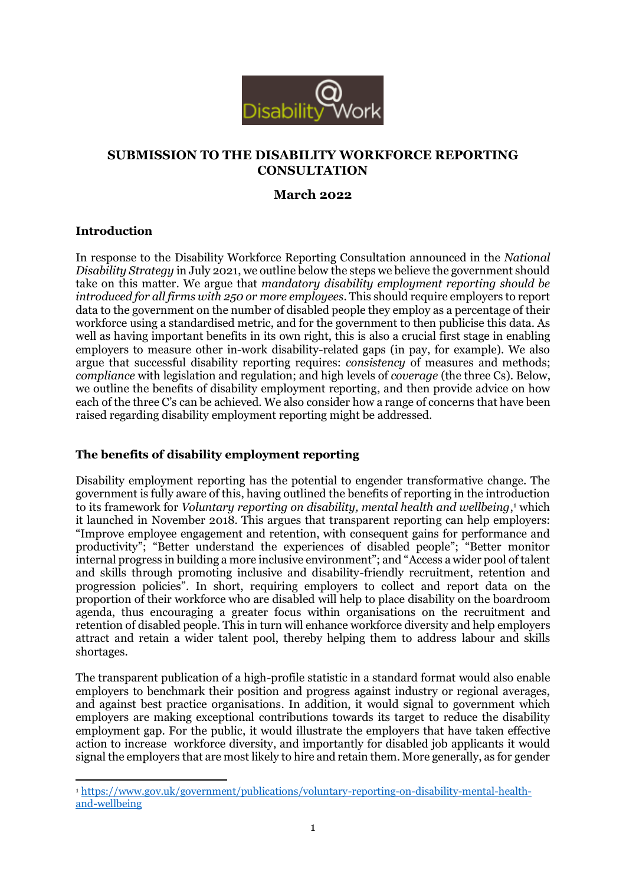**SUBMISSION TO THE DISABILITY WORKFORCE REPORTING CONSULTATION**

**March 2022**

## Introduction

In response to the Disability Workforce Reporting Consultation announced in the *National Disability Strategy* in July 2021, we outline below the steps we believe the government should take on this matter. We argue that *mandatory disability employment reporting should be introduced for all firms with 250 or more employees*. This should require employers to report data to the government on the number of disabled people they employ as a percentage of their workforce using a standardised metric, and for the government to then publicise this data. As well as having important benefits in its own right, this is also a crucial first stage in enabling employers to measure other in-work disability-related gaps (in pay, for example). We also argue that successful disability reporting requires: *consistency* of measures and methods; *compliance* with legislation and regulation; and high levels of *coverage* (the three Cs). Below, we outline the benefits of disability employment reporting, and then provide advice on how each of the three C's can be achieved. We also consider how a range of concerns that have been raised regarding disability employment reporting might be addressed.

## The benefits of disability employment reporting

Disability employment reporting has the potential to engender transformative change. The government is fully aware of this, having outlined the benefits of reporting in the introduction to its framework for *Voluntary reporting on disability, mental health and wellbeing*,[1] which it launched in November 2018. This argues that transparent reporting can help employers: "Improve employee engagement and retention, with consequent gains for performance and productivity"; "Better understand the experiences of disabled people"; "Better monitor internal progress in building a more inclusive environment"; and "Access a wider pool of talent and skills through promoting inclusive and disability-friendly recruitment, retention and progression policies". In short, requiring employers to collect and report data on the proportion of their workforce who are disabled will help to place disability on the boardroom agenda, thus encouraging a greater focus within organisations on the recruitment and retention of disabled people. This in turn will enhance workforce diversity and help employers attract and retain a wider talent pool, thereby helping them to address labour and skills shortages.

The transparent publication of a high-profile statistic in a standard format would also enable employers to benchmark their position and progress against industry or regional averages, and against best practice organisations. In addition, it would signal to government which employers are making exceptional contributions towards its target to reduce the disability employment gap. For the public, it would illustrate the employers that have taken effective action to increase workforce diversity, and importantly for disabled job applicants it would signal the employers that are most likely to hire and retain them. More generally, as for gender

[1] https://www.gov.uk/government/publications/voluntary-reporting-on-disability-mental-health-and-wellbeing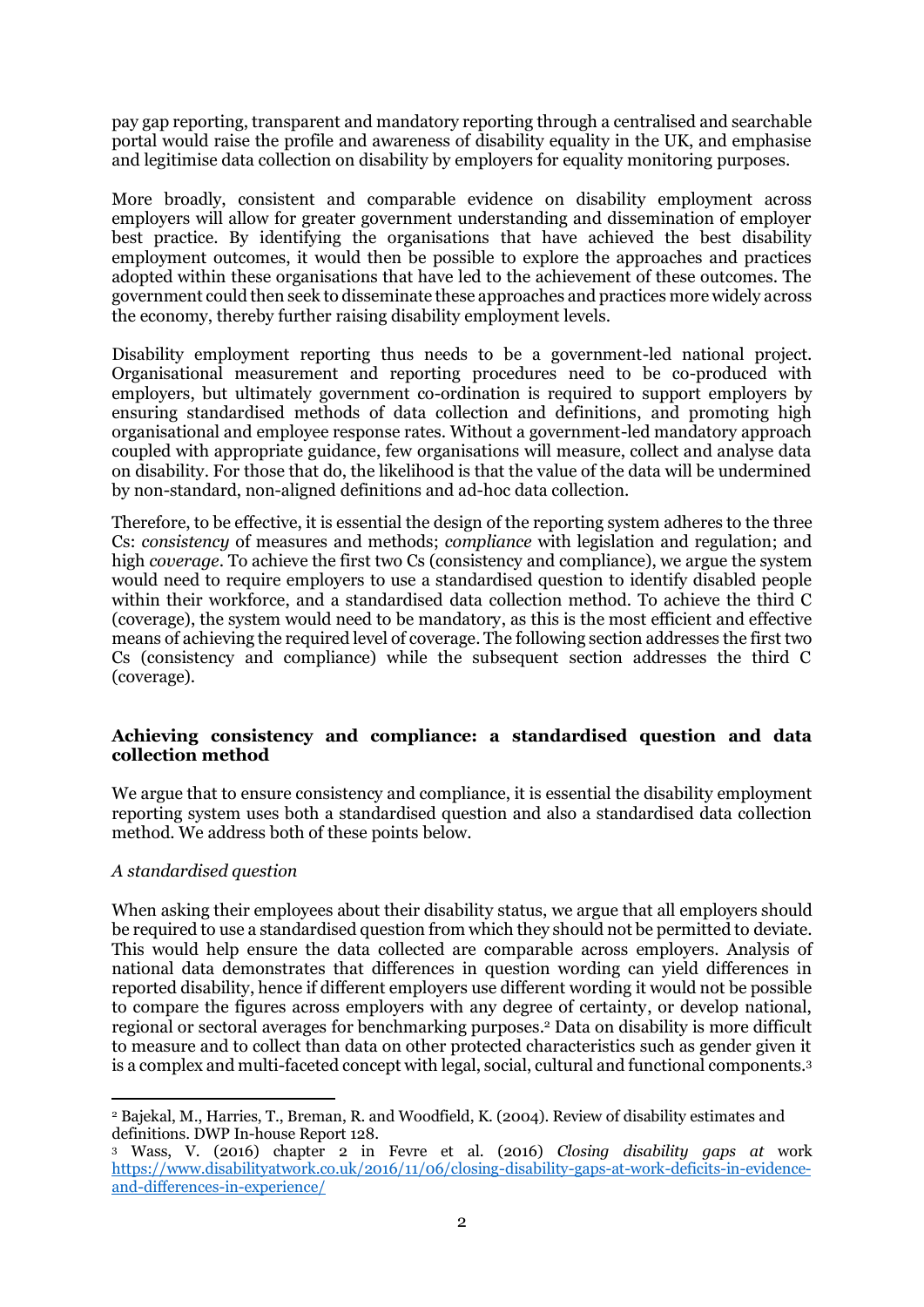pay gap reporting, transparent and mandatory reporting through a centralised and searchable portal would raise the profile and awareness of disability equality in the UK, and emphasise and legitimise data collection on disability by employers for equality monitoring purposes.

More broadly, consistent and comparable evidence on disability employment across employers will allow for greater government understanding and dissemination of employer best practice. By identifying the organisations that have achieved the best disability employment outcomes, it would then be possible to explore the approaches and practices adopted within these organisations that have led to the achievement of these outcomes. The government could then seek to disseminate these approaches and practices more widely across the economy, thereby further raising disability employment levels.

Disability employment reporting thus needs to be a government-led national project. Organisational measurement and reporting procedures need to be co-produced with employers, but ultimately government co-ordination is required to support employers by ensuring standardised methods of data collection and definitions, and promoting high organisational and employee response rates. Without a government-led mandatory approach coupled with appropriate guidance, few organisations will measure, collect and analyse data on disability. For those that do, the likelihood is that the value of the data will be undermined by non-standard, non-aligned definitions and ad-hoc data collection.

Therefore, to be effective, it is essential the design of the reporting system adheres to the three Cs: *consistency* of measures and methods; *compliance* with legislation and regulation; and high *coverage*. To achieve the first two Cs (consistency and compliance), we argue the system would need to require employers to use a standardised question to identify disabled people within their workforce, and a standardised data collection method. To achieve the third C (coverage), the system would need to be mandatory, as this is the most efficient and effective means of achieving the required level of coverage. The following section addresses the first two Cs (consistency and compliance) while the subsequent section addresses the third C (coverage).

## Achieving consistency and compliance: a standardised question and data collection method

We argue that to ensure consistency and compliance, it is essential the disability employment reporting system uses both a standardised question and also a standardised data collection method. We address both of these points below.

### *A standardised question*

When asking their employees about their disability status, we argue that all employers should be required to use a standardised question from which they should not be permitted to deviate. This would help ensure the data collected are comparable across employers. Analysis of national data demonstrates that differences in question wording can yield differences in reported disability, hence if different employers use different wording it would not be possible to compare the figures across employers with any degree of certainty, or develop national, regional or sectoral averages for benchmarking purposes.[2] Data on disability is more difficult to measure and to collect than data on other protected characteristics such as gender given it is a complex and multi-faceted concept with legal, social, cultural and functional components.[3]

---

[2] Bajekal, M., Harries, T., Breman, R. and Woodfield, K. (2004). Review of disability estimates and definitions. DWP In-house Report 128.

[3] Wass, V. (2016) chapter 2 in Fevre et al. (2016) *Closing disability gaps at work* https://www.disabilityatwork.co.uk/2016/11/06/closing-disability-gaps-at-work-deficits-in-evidence-and-differences-in-experience/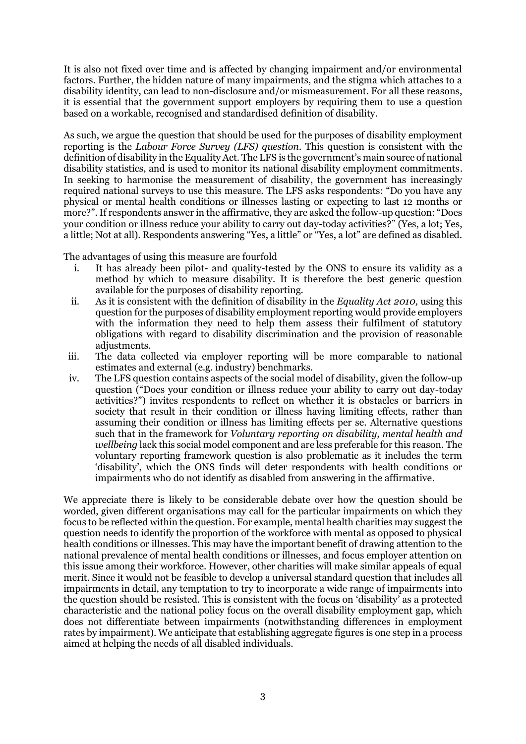It is also not fixed over time and is affected by changing impairment and/or environmental factors. Further, the hidden nature of many impairments, and the stigma which attaches to a disability identity, can lead to non-disclosure and/or mismeasurement. For all these reasons, it is essential that the government support employers by requiring them to use a question based on a workable, recognised and standardised definition of disability.

As such, we argue the question that should be used for the purposes of disability employment reporting is the *Labour Force Survey (LFS) question*. This question is consistent with the definition of disability in the Equality Act. The LFS is the government's main source of national disability statistics, and is used to monitor its national disability employment commitments. In seeking to harmonise the measurement of disability, the government has increasingly required national surveys to use this measure. The LFS asks respondents: "Do you have any physical or mental health conditions or illnesses lasting or expecting to last 12 months or more?". If respondents answer in the affirmative, they are asked the follow-up question: "Does your condition or illness reduce your ability to carry out day-today activities?" (Yes, a lot; Yes, a little; Not at all). Respondents answering "Yes, a little" or "Yes, a lot" are defined as disabled.

The advantages of using this measure are fourfold

i. It has already been pilot- and quality-tested by the ONS to ensure its validity as a method by which to measure disability. It is therefore the best generic question available for the purposes of disability reporting.
ii. As it is consistent with the definition of disability in the *Equality Act 2010,* using this question for the purposes of disability employment reporting would provide employers with the information they need to help them assess their fulfilment of statutory obligations with regard to disability discrimination and the provision of reasonable adjustments.
iii. The data collected via employer reporting will be more comparable to national estimates and external (e.g. industry) benchmarks.
iv. The LFS question contains aspects of the social model of disability, given the follow-up question ("Does your condition or illness reduce your ability to carry out day-today activities?") invites respondents to reflect on whether it is obstacles or barriers in society that result in their condition or illness having limiting effects, rather than assuming their condition or illness has limiting effects per se. Alternative questions such that in the framework for *Voluntary reporting on disability, mental health and wellbeing* lack this social model component and are less preferable for this reason. The voluntary reporting framework question is also problematic as it includes the term 'disability', which the ONS finds will deter respondents with health conditions or impairments who do not identify as disabled from answering in the affirmative.

We appreciate there is likely to be considerable debate over how the question should be worded, given different organisations may call for the particular impairments on which they focus to be reflected within the question. For example, mental health charities may suggest the question needs to identify the proportion of the workforce with mental as opposed to physical health conditions or illnesses. This may have the important benefit of drawing attention to the national prevalence of mental health conditions or illnesses, and focus employer attention on this issue among their workforce. However, other charities will make similar appeals of equal merit. Since it would not be feasible to develop a universal standard question that includes all impairments in detail, any temptation to try to incorporate a wide range of impairments into the question should be resisted. This is consistent with the focus on 'disability' as a protected characteristic and the national policy focus on the overall disability employment gap, which does not differentiate between impairments (notwithstanding differences in employment rates by impairment). We anticipate that establishing aggregate figures is one step in a process aimed at helping the needs of all disabled individuals.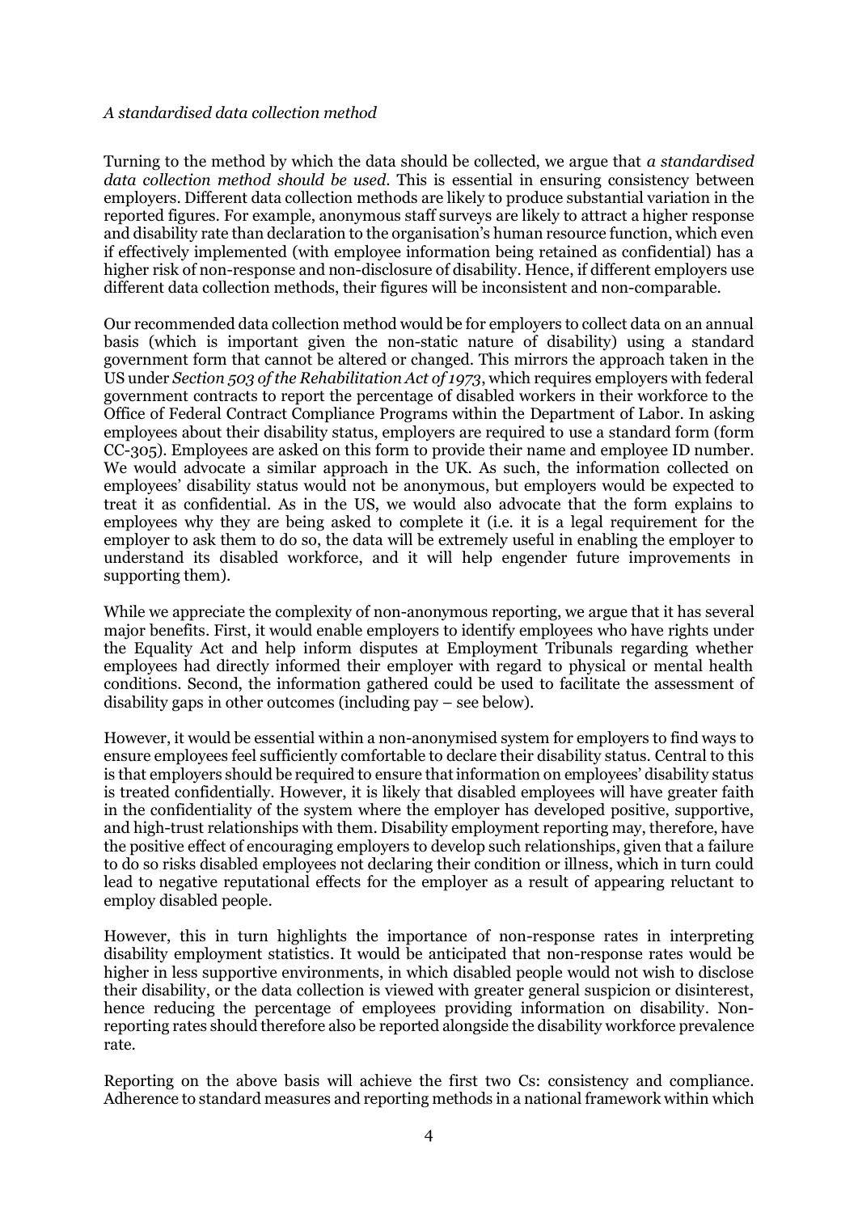*A standardised data collection method*

Turning to the method by which the data should be collected, we argue that *a standardised data collection method should be used*. This is essential in ensuring consistency between employers. Different data collection methods are likely to produce substantial variation in the reported figures. For example, anonymous staff surveys are likely to attract a higher response and disability rate than declaration to the organisation's human resource function, which even if effectively implemented (with employee information being retained as confidential) has a higher risk of non-response and non-disclosure of disability. Hence, if different employers use different data collection methods, their figures will be inconsistent and non-comparable.

Our recommended data collection method would be for employers to collect data on an annual basis (which is important given the non-static nature of disability) using a standard government form that cannot be altered or changed. This mirrors the approach taken in the US under *Section 503 of the Rehabilitation Act of 1973*, which requires employers with federal government contracts to report the percentage of disabled workers in their workforce to the Office of Federal Contract Compliance Programs within the Department of Labor. In asking employees about their disability status, employers are required to use a standard form (form CC-305). Employees are asked on this form to provide their name and employee ID number. We would advocate a similar approach in the UK. As such, the information collected on employees' disability status would not be anonymous, but employers would be expected to treat it as confidential. As in the US, we would also advocate that the form explains to employees why they are being asked to complete it (i.e. it is a legal requirement for the employer to ask them to do so, the data will be extremely useful in enabling the employer to understand its disabled workforce, and it will help engender future improvements in supporting them).

While we appreciate the complexity of non-anonymous reporting, we argue that it has several major benefits. First, it would enable employers to identify employees who have rights under the Equality Act and help inform disputes at Employment Tribunals regarding whether employees had directly informed their employer with regard to physical or mental health conditions. Second, the information gathered could be used to facilitate the assessment of disability gaps in other outcomes (including pay – see below).

However, it would be essential within a non-anonymised system for employers to find ways to ensure employees feel sufficiently comfortable to declare their disability status. Central to this is that employers should be required to ensure that information on employees' disability status is treated confidentially. However, it is likely that disabled employees will have greater faith in the confidentiality of the system where the employer has developed positive, supportive, and high-trust relationships with them. Disability employment reporting may, therefore, have the positive effect of encouraging employers to develop such relationships, given that a failure to do so risks disabled employees not declaring their condition or illness, which in turn could lead to negative reputational effects for the employer as a result of appearing reluctant to employ disabled people.

However, this in turn highlights the importance of non-response rates in interpreting disability employment statistics. It would be anticipated that non-response rates would be higher in less supportive environments, in which disabled people would not wish to disclose their disability, or the data collection is viewed with greater general suspicion or disinterest, hence reducing the percentage of employees providing information on disability. Non-reporting rates should therefore also be reported alongside the disability workforce prevalence rate.

Reporting on the above basis will achieve the first two Cs: consistency and compliance. Adherence to standard measures and reporting methods in a national framework within which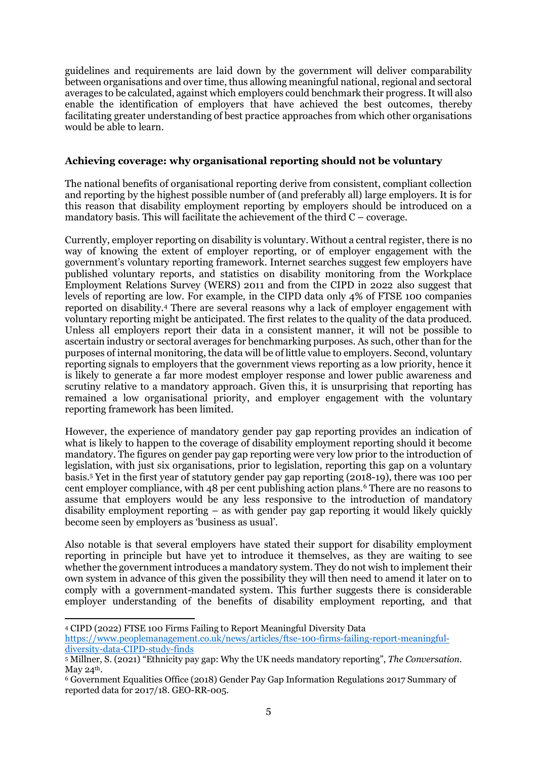guidelines and requirements are laid down by the government will deliver comparability between organisations and over time, thus allowing meaningful national, regional and sectoral averages to be calculated, against which employers could benchmark their progress. It will also enable the identification of employers that have achieved the best outcomes, thereby facilitating greater understanding of best practice approaches from which other organisations would be able to learn.

### Achieving coverage: why organisational reporting should not be voluntary

The national benefits of organisational reporting derive from consistent, compliant collection and reporting by the highest possible number of (and preferably all) large employers. It is for this reason that disability employment reporting by employers should be introduced on a mandatory basis. This will facilitate the achievement of the third C – coverage.

Currently, employer reporting on disability is voluntary. Without a central register, there is no way of knowing the extent of employer reporting, or of employer engagement with the government's voluntary reporting framework. Internet searches suggest few employers have published voluntary reports, and statistics on disability monitoring from the Workplace Employment Relations Survey (WERS) 2011 and from the CIPD in 2022 also suggest that levels of reporting are low. For example, in the CIPD data only 4% of FTSE 100 companies reported on disability.[4] There are several reasons why a lack of employer engagement with voluntary reporting might be anticipated. The first relates to the quality of the data produced. Unless all employers report their data in a consistent manner, it will not be possible to ascertain industry or sectoral averages for benchmarking purposes. As such, other than for the purposes of internal monitoring, the data will be of little value to employers. Second, voluntary reporting signals to employers that the government views reporting as a low priority, hence it is likely to generate a far more modest employer response and lower public awareness and scrutiny relative to a mandatory approach. Given this, it is unsurprising that reporting has remained a low organisational priority, and employer engagement with the voluntary reporting framework has been limited.

However, the experience of mandatory gender pay gap reporting provides an indication of what is likely to happen to the coverage of disability employment reporting should it become mandatory. The figures on gender pay gap reporting were very low prior to the introduction of legislation, with just six organisations, prior to legislation, reporting this gap on a voluntary basis.[5] Yet in the first year of statutory gender pay gap reporting (2018-19), there was 100 per cent employer compliance, with 48 per cent publishing action plans.[6] There are no reasons to assume that employers would be any less responsive to the introduction of mandatory disability employment reporting – as with gender pay gap reporting it would likely quickly become seen by employers as 'business as usual'.

Also notable is that several employers have stated their support for disability employment reporting in principle but have yet to introduce it themselves, as they are waiting to see whether the government introduces a mandatory system. They do not wish to implement their own system in advance of this given the possibility they will then need to amend it later on to comply with a government-mandated system. This further suggests there is considerable employer understanding of the benefits of disability employment reporting, and that

---

[4] CIPD (2022) FTSE 100 Firms Failing to Report Meaningful Diversity Data [https://www.peoplemanagement.co.uk/news/articles/ftse-100-firms-failing-report-meaningful-diversity-data-CIPD-study-finds](https://www.peoplemanagement.co.uk/news/articles/ftse-100-firms-failing-report-meaningful-diversity-data-CIPD-study-finds)

[5] Millner, S. (2021) "Ethnicity pay gap: Why the UK needs mandatory reporting", *The Conversation*. May 24th.

[6] Government Equalities Office (2018) Gender Pay Gap Information Regulations 2017 Summary of reported data for 2017/18. GEO-RR-005.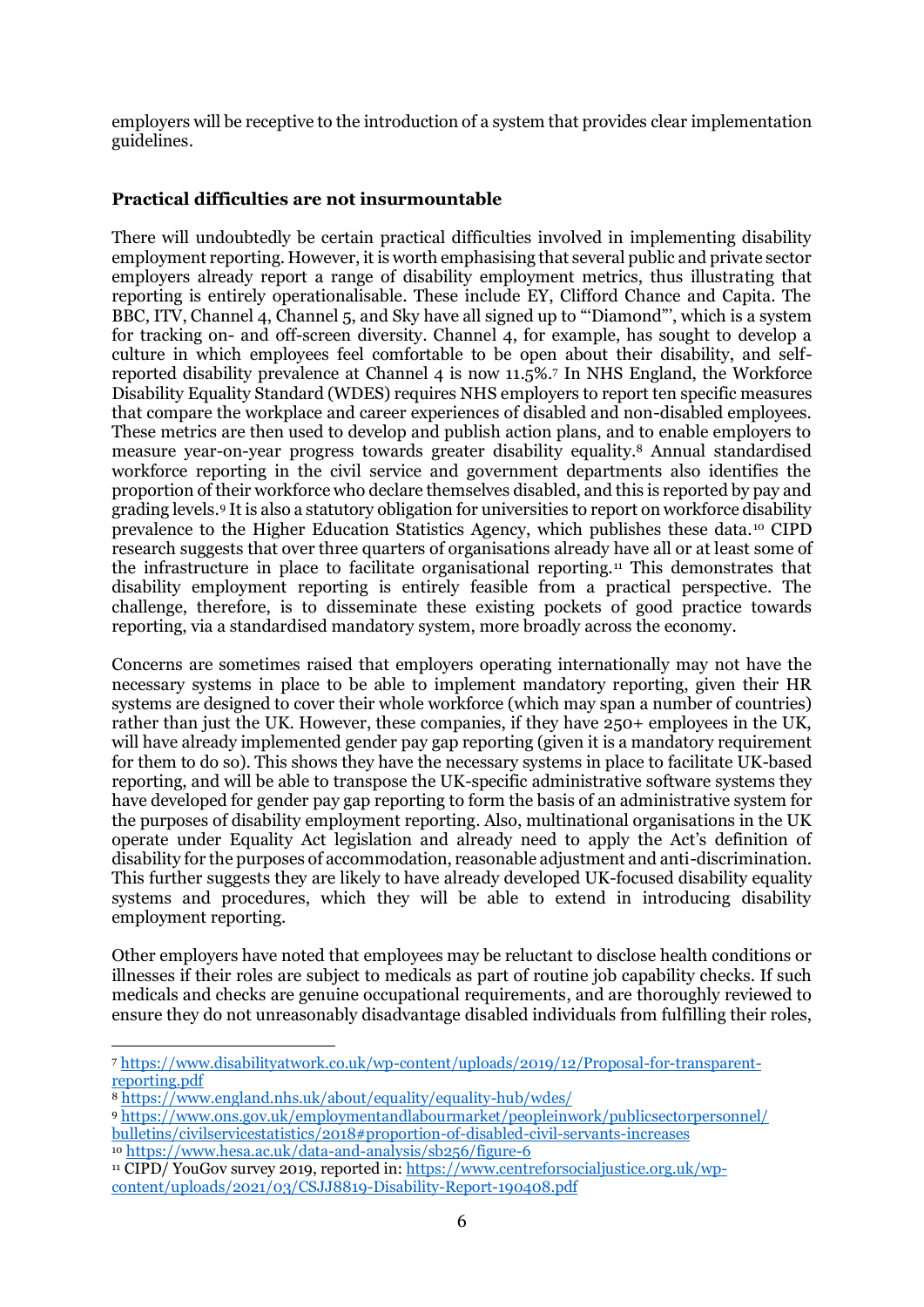employers will be receptive to the introduction of a system that provides clear implementation guidelines.

**Practical difficulties are not insurmountable**

There will undoubtedly be certain practical difficulties involved in implementing disability employment reporting. However, it is worth emphasising that several public and private sector employers already report a range of disability employment metrics, thus illustrating that reporting is entirely operationalisable. These include EY, Clifford Chance and Capita. The BBC, ITV, Channel 4, Channel 5, and Sky have all signed up to "'Diamond"', which is a system for tracking on- and off-screen diversity. Channel 4, for example, has sought to develop a culture in which employees feel comfortable to be open about their disability, and self-reported disability prevalence at Channel 4 is now 11.5%.[7] In NHS England, the Workforce Disability Equality Standard (WDES) requires NHS employers to report ten specific measures that compare the workplace and career experiences of disabled and non-disabled employees. These metrics are then used to develop and publish action plans, and to enable employers to measure year-on-year progress towards greater disability equality.[8] Annual standardised workforce reporting in the civil service and government departments also identifies the proportion of their workforce who declare themselves disabled, and this is reported by pay and grading levels.[9] It is also a statutory obligation for universities to report on workforce disability prevalence to the Higher Education Statistics Agency, which publishes these data.[10] CIPD research suggests that over three quarters of organisations already have all or at least some of the infrastructure in place to facilitate organisational reporting.[11] This demonstrates that disability employment reporting is entirely feasible from a practical perspective. The challenge, therefore, is to disseminate these existing pockets of good practice towards reporting, via a standardised mandatory system, more broadly across the economy.

Concerns are sometimes raised that employers operating internationally may not have the necessary systems in place to be able to implement mandatory reporting, given their HR systems are designed to cover their whole workforce (which may span a number of countries) rather than just the UK. However, these companies, if they have 250+ employees in the UK, will have already implemented gender pay gap reporting (given it is a mandatory requirement for them to do so). This shows they have the necessary systems in place to facilitate UK-based reporting, and will be able to transpose the UK-specific administrative software systems they have developed for gender pay gap reporting to form the basis of an administrative system for the purposes of disability employment reporting. Also, multinational organisations in the UK operate under Equality Act legislation and already need to apply the Act's definition of disability for the purposes of accommodation, reasonable adjustment and anti-discrimination. This further suggests they are likely to have already developed UK-focused disability equality systems and procedures, which they will be able to extend in introducing disability employment reporting.

Other employers have noted that employees may be reluctant to disclose health conditions or illnesses if their roles are subject to medicals as part of routine job capability checks. If such medicals and checks are genuine occupational requirements, and are thoroughly reviewed to ensure they do not unreasonably disadvantage disabled individuals from fulfilling their roles,

---

[7] https://www.disabilityatwork.co.uk/wp-content/uploads/2019/12/Proposal-for-transparent-reporting.pdf

[8] https://www.england.nhs.uk/about/equality/equality-hub/wdes/

[9] https://www.ons.gov.uk/employmentandlabourmarket/peopleinwork/publicsectorpersonnel/bulletins/civilservicestatistics/2018#proportion-of-disabled-civil-servants-increases

[10] https://www.hesa.ac.uk/data-and-analysis/sb256/figure-6

[11] CIPD/ YouGov survey 2019, reported in: https://www.centreforsocialjustice.org.uk/wp-content/uploads/2021/03/CSJJ8819-Disability-Report-190408.pdf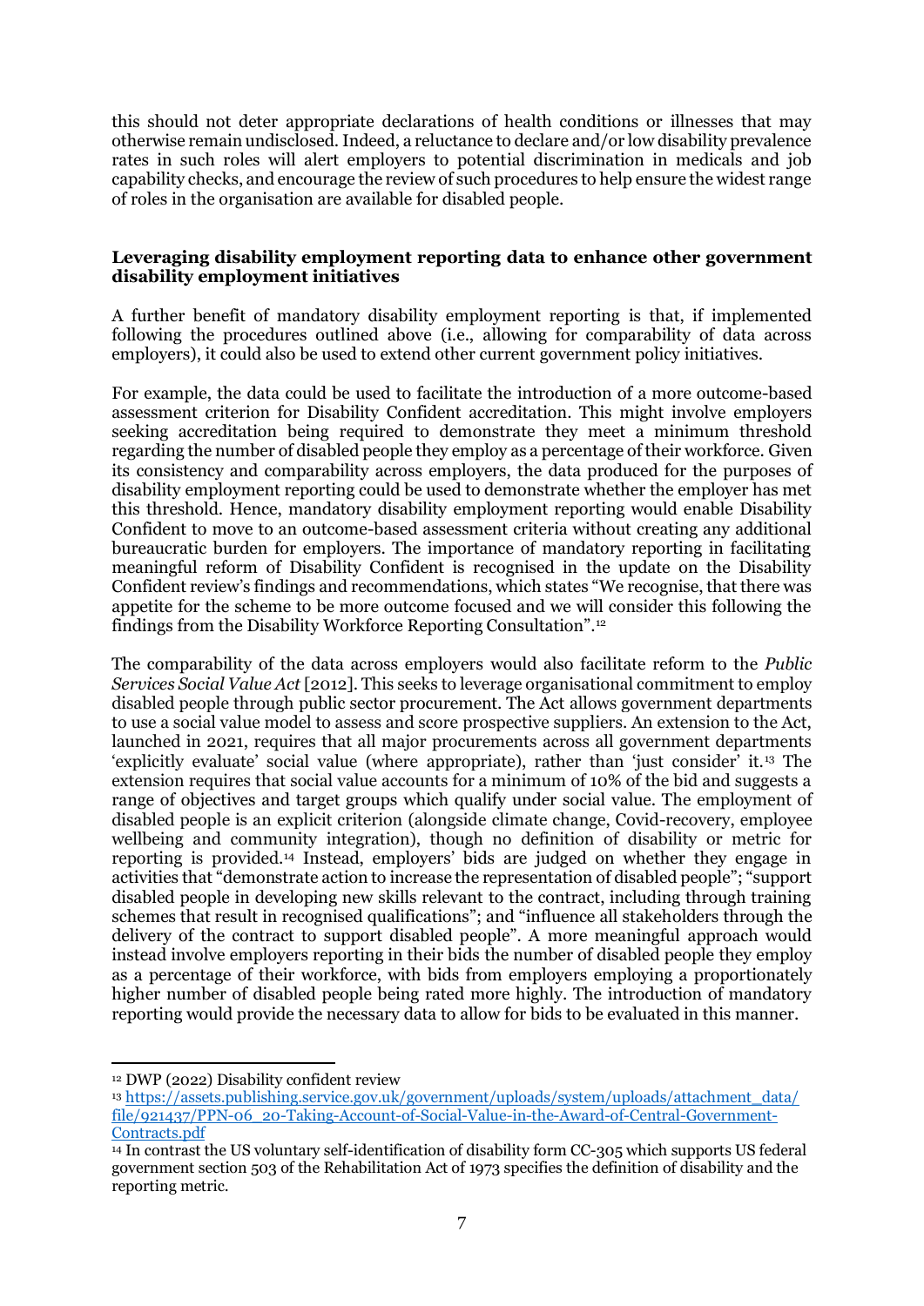this should not deter appropriate declarations of health conditions or illnesses that may otherwise remain undisclosed. Indeed, a reluctance to declare and/or low disability prevalence rates in such roles will alert employers to potential discrimination in medicals and job capability checks, and encourage the review of such procedures to help ensure the widest range of roles in the organisation are available for disabled people.

**Leveraging disability employment reporting data to enhance other government disability employment initiatives**

A further benefit of mandatory disability employment reporting is that, if implemented following the procedures outlined above (i.e., allowing for comparability of data across employers), it could also be used to extend other current government policy initiatives.

For example, the data could be used to facilitate the introduction of a more outcome-based assessment criterion for Disability Confident accreditation. This might involve employers seeking accreditation being required to demonstrate they meet a minimum threshold regarding the number of disabled people they employ as a percentage of their workforce. Given its consistency and comparability across employers, the data produced for the purposes of disability employment reporting could be used to demonstrate whether the employer has met this threshold. Hence, mandatory disability employment reporting would enable Disability Confident to move to an outcome-based assessment criteria without creating any additional bureaucratic burden for employers. The importance of mandatory reporting in facilitating meaningful reform of Disability Confident is recognised in the update on the Disability Confident review's findings and recommendations, which states "We recognise, that there was appetite for the scheme to be more outcome focused and we will consider this following the findings from the Disability Workforce Reporting Consultation".[12]

The comparability of the data across employers would also facilitate reform to the *Public Services Social Value Act* [2012]. This seeks to leverage organisational commitment to employ disabled people through public sector procurement. The Act allows government departments to use a social value model to assess and score prospective suppliers. An extension to the Act, launched in 2021, requires that all major procurements across all government departments 'explicitly evaluate' social value (where appropriate), rather than 'just consider' it.[13] The extension requires that social value accounts for a minimum of 10% of the bid and suggests a range of objectives and target groups which qualify under social value. The employment of disabled people is an explicit criterion (alongside climate change, Covid-recovery, employee wellbeing and community integration), though no definition of disability or metric for reporting is provided.[14] Instead, employers' bids are judged on whether they engage in activities that "demonstrate action to increase the representation of disabled people"; "support disabled people in developing new skills relevant to the contract, including through training schemes that result in recognised qualifications"; and "influence all stakeholders through the delivery of the contract to support disabled people". A more meaningful approach would instead involve employers reporting in their bids the number of disabled people they employ as a percentage of their workforce, with bids from employers employing a proportionately higher number of disabled people being rated more highly. The introduction of mandatory reporting would provide the necessary data to allow for bids to be evaluated in this manner.

---

[12] DWP (2022) Disability confident review

[13] https://assets.publishing.service.gov.uk/government/uploads/system/uploads/attachment_data/file/921437/PPN-06_20-Taking-Account-of-Social-Value-in-the-Award-of-Central-Government-Contracts.pdf

[14] In contrast the US voluntary self-identification of disability form CC-305 which supports US federal government section 503 of the Rehabilitation Act of 1973 specifies the definition of disability and the reporting metric.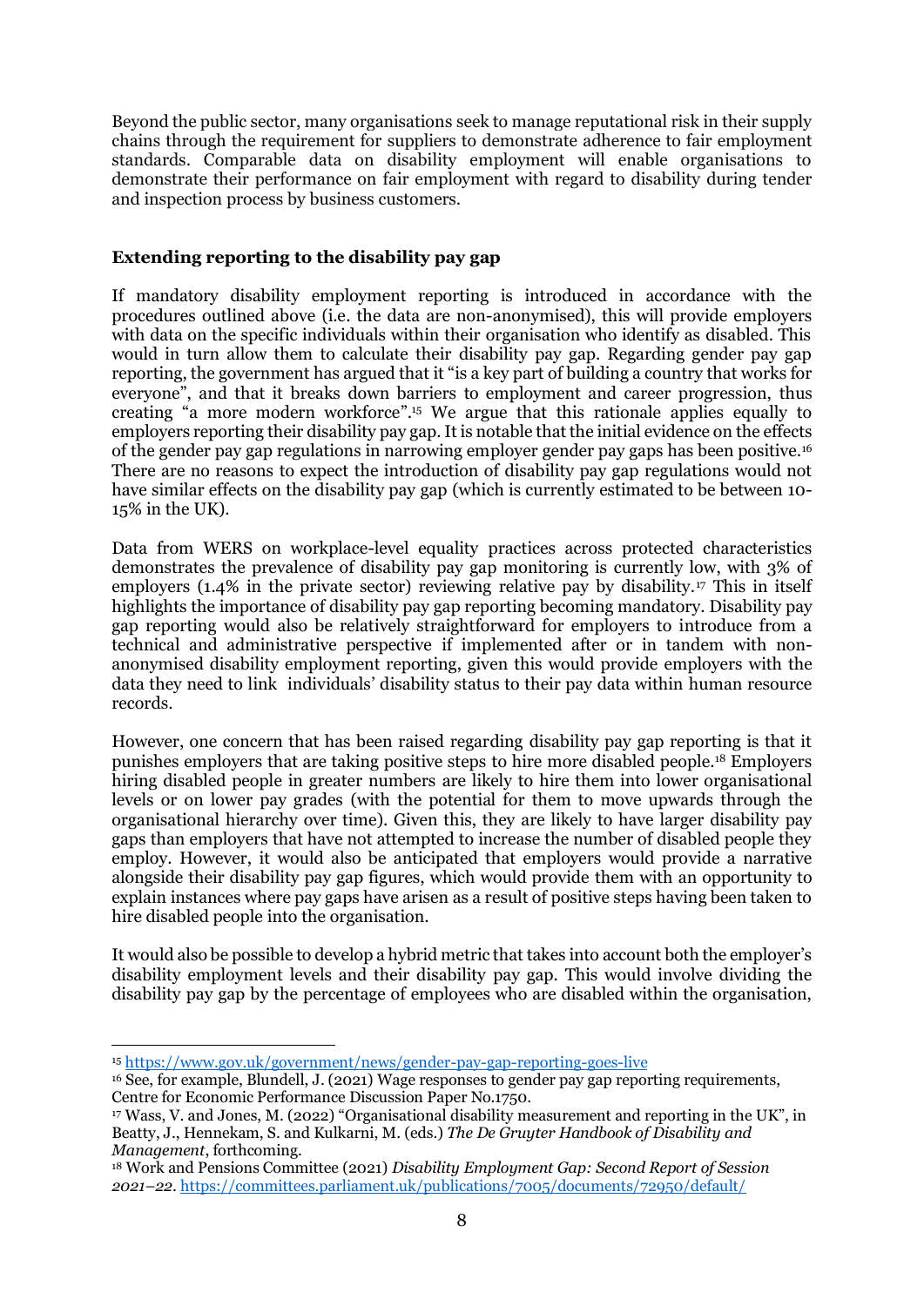Beyond the public sector, many organisations seek to manage reputational risk in their supply chains through the requirement for suppliers to demonstrate adherence to fair employment standards. Comparable data on disability employment will enable organisations to demonstrate their performance on fair employment with regard to disability during tender and inspection process by business customers.

### Extending reporting to the disability pay gap

If mandatory disability employment reporting is introduced in accordance with the procedures outlined above (i.e. the data are non-anonymised), this will provide employers with data on the specific individuals within their organisation who identify as disabled. This would in turn allow them to calculate their disability pay gap. Regarding gender pay gap reporting, the government has argued that it "is a key part of building a country that works for everyone", and that it breaks down barriers to employment and career progression, thus creating "a more modern workforce".[15] We argue that this rationale applies equally to employers reporting their disability pay gap. It is notable that the initial evidence on the effects of the gender pay gap regulations in narrowing employer gender pay gaps has been positive.[16] There are no reasons to expect the introduction of disability pay gap regulations would not have similar effects on the disability pay gap (which is currently estimated to be between 10-15% in the UK).

Data from WERS on workplace-level equality practices across protected characteristics demonstrates the prevalence of disability pay gap monitoring is currently low, with 3% of employers (1.4% in the private sector) reviewing relative pay by disability.[17] This in itself highlights the importance of disability pay gap reporting becoming mandatory. Disability pay gap reporting would also be relatively straightforward for employers to introduce from a technical and administrative perspective if implemented after or in tandem with non-anonymised disability employment reporting, given this would provide employers with the data they need to link individuals' disability status to their pay data within human resource records.

However, one concern that has been raised regarding disability pay gap reporting is that it punishes employers that are taking positive steps to hire more disabled people.[18] Employers hiring disabled people in greater numbers are likely to hire them into lower organisational levels or on lower pay grades (with the potential for them to move upwards through the organisational hierarchy over time). Given this, they are likely to have larger disability pay gaps than employers that have not attempted to increase the number of disabled people they employ. However, it would also be anticipated that employers would provide a narrative alongside their disability pay gap figures, which would provide them with an opportunity to explain instances where pay gaps have arisen as a result of positive steps having been taken to hire disabled people into the organisation.

It would also be possible to develop a hybrid metric that takes into account both the employer's disability employment levels and their disability pay gap. This would involve dividing the disability pay gap by the percentage of employees who are disabled within the organisation,

---

[15] https://www.gov.uk/government/news/gender-pay-gap-reporting-goes-live

[16] See, for example, Blundell, J. (2021) Wage responses to gender pay gap reporting requirements, Centre for Economic Performance Discussion Paper No.1750.

[17] Wass, V. and Jones, M. (2022) "Organisational disability measurement and reporting in the UK", in Beatty, J., Hennekam, S. and Kulkarni, M. (eds.) *The De Gruyter Handbook of Disability and Management*, forthcoming.

[18] Work and Pensions Committee (2021) *Disability Employment Gap: Second Report of Session 2021–22*. https://committees.parliament.uk/publications/7005/documents/72950/default/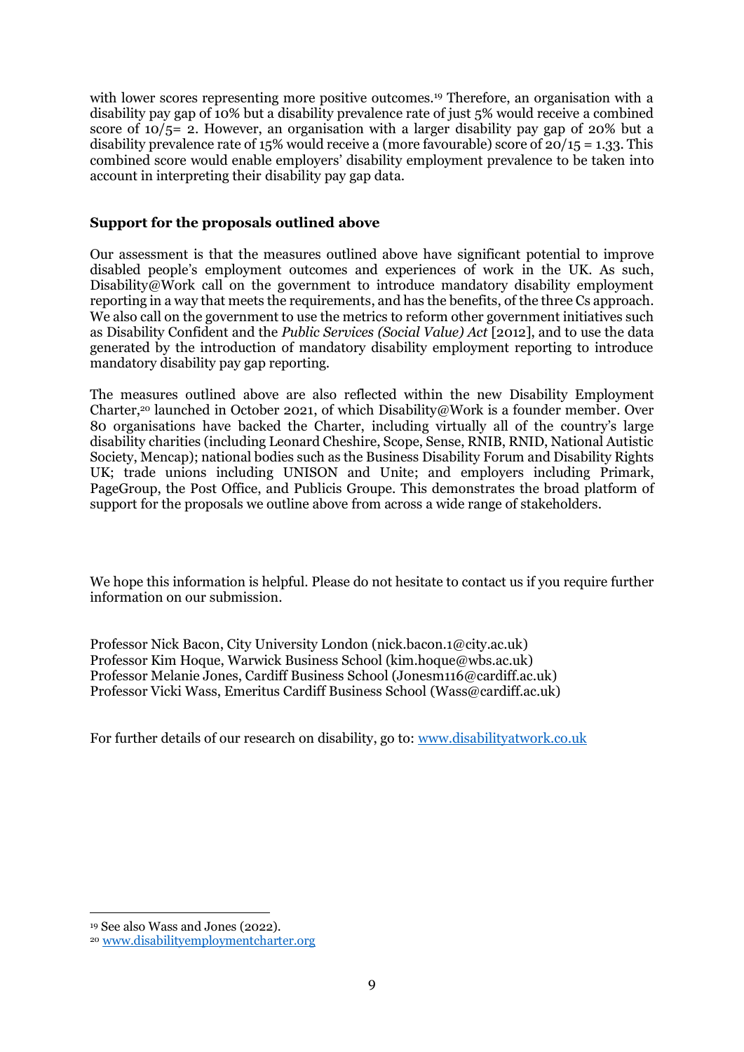with lower scores representing more positive outcomes.[19] Therefore, an organisation with a disability pay gap of 10% but a disability prevalence rate of just 5% would receive a combined score of $10/5 = 2$. However, an organisation with a larger disability pay gap of 20% but a disability prevalence rate of 15% would receive a (more favourable) score of $20/15 = 1.33$. This combined score would enable employers' disability employment prevalence to be taken into account in interpreting their disability pay gap data.

## Support for the proposals outlined above

Our assessment is that the measures outlined above have significant potential to improve disabled people's employment outcomes and experiences of work in the UK. As such, Disability@Work call on the government to introduce mandatory disability employment reporting in a way that meets the requirements, and has the benefits, of the three Cs approach. We also call on the government to use the metrics to reform other government initiatives such as Disability Confident and the *Public Services (Social Value) Act* [2012], and to use the data generated by the introduction of mandatory disability employment reporting to introduce mandatory disability pay gap reporting.

The measures outlined above are also reflected within the new Disability Employment Charter,[20] launched in October 2021, of which Disability@Work is a founder member. Over 80 organisations have backed the Charter, including virtually all of the country's large disability charities (including Leonard Cheshire, Scope, Sense, RNIB, RNID, National Autistic Society, Mencap); national bodies such as the Business Disability Forum and Disability Rights UK; trade unions including UNISON and Unite; and employers including Primark, PageGroup, the Post Office, and Publicis Groupe. This demonstrates the broad platform of support for the proposals we outline above from across a wide range of stakeholders.

We hope this information is helpful. Please do not hesitate to contact us if you require further information on our submission.

Professor Nick Bacon, City University London (nick.bacon.1@city.ac.uk)
Professor Kim Hoque, Warwick Business School (kim.hoque@wbs.ac.uk)
Professor Melanie Jones, Cardiff Business School (Jonesm116@cardiff.ac.uk)
Professor Vicki Wass, Emeritus Cardiff Business School (Wass@cardiff.ac.uk)

For further details of our research on disability, go to: [www.disabilityatwork.co.uk](http://www.disabilityatwork.co.uk)

---

[19] See also Wass and Jones (2022).

[20] [www.disabilityemploymentcharter.org](http://www.disabilityemploymentcharter.org)